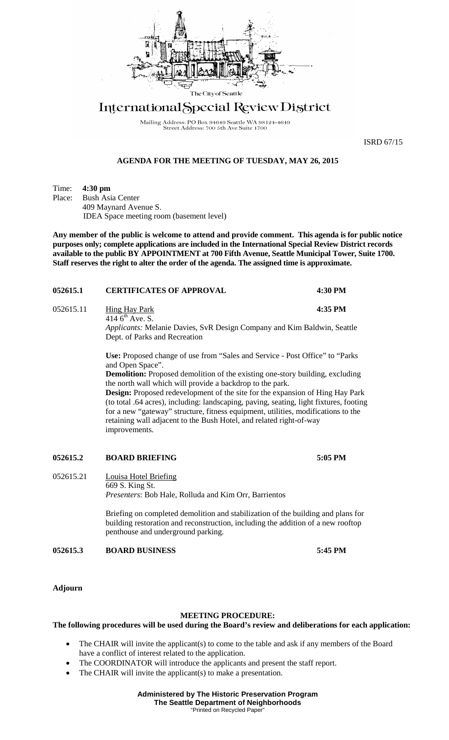The City of Seattle

# International Special Review District

Mailing Address: PO Box 94649 Seattle WA 98124-4649
Street Address: 700 5th Ave Suite 1700

ISRD 67/15

## AGENDA FOR THE MEETING OF TUESDAY, MAY 26, 2015

Time: **4:30 pm**
Place: Bush Asia Center
409 Maynard Avenue S.
IDEA Space meeting room (basement level)

**Any member of the public is welcome to attend and provide comment. This agenda is for public notice purposes only; complete applications are included in the International Special Review District records available to the public BY APPOINTMENT at 700 Fifth Avenue, Seattle Municipal Tower, Suite 1700. Staff reserves the right to alter the order of the agenda. The assigned time is approximate.**

**052615.1 CERTIFICATES OF APPROVAL 4:30 PM**

052615.11 Hing Hay Park **4:35 PM**
414 6th Ave. S.
*Applicants:* Melanie Davies, SvR Design Company and Kim Baldwin, Seattle Dept. of Parks and Recreation

**Use:** Proposed change of use from "Sales and Service - Post Office" to "Parks and Open Space".
**Demolition:** Proposed demolition of the existing one-story building, excluding the north wall which will provide a backdrop to the park.
**Design:** Proposed redevelopment of the site for the expansion of Hing Hay Park (to total .64 acres), including: landscaping, paving, seating, light fixtures, footing for a new "gateway" structure, fitness equipment, utilities, modifications to the retaining wall adjacent to the Bush Hotel, and related right-of-way improvements.

**052615.2 BOARD BRIEFING 5:05 PM**

052615.21 Louisa Hotel Briefing
669 S. King St.
*Presenters*: Bob Hale, Rolluda and Kim Orr, Barrientos

Briefing on completed demolition and stabilization of the building and plans for building restoration and reconstruction, including the addition of a new rooftop penthouse and underground parking.

**052615.3 BOARD BUSINESS 5:45 PM**

**Adjourn**

### MEETING PROCEDURE:

**The following procedures will be used during the Board's review and deliberations for each application:**

- The CHAIR will invite the applicant(s) to come to the table and ask if any members of the Board have a conflict of interest related to the application.
- The COORDINATOR will introduce the applicants and present the staff report.
- The CHAIR will invite the applicant(s) to make a presentation.

**Administered by The Historic Preservation Program**
**The Seattle Department of Neighborhoods**
"Printed on Recycled Paper"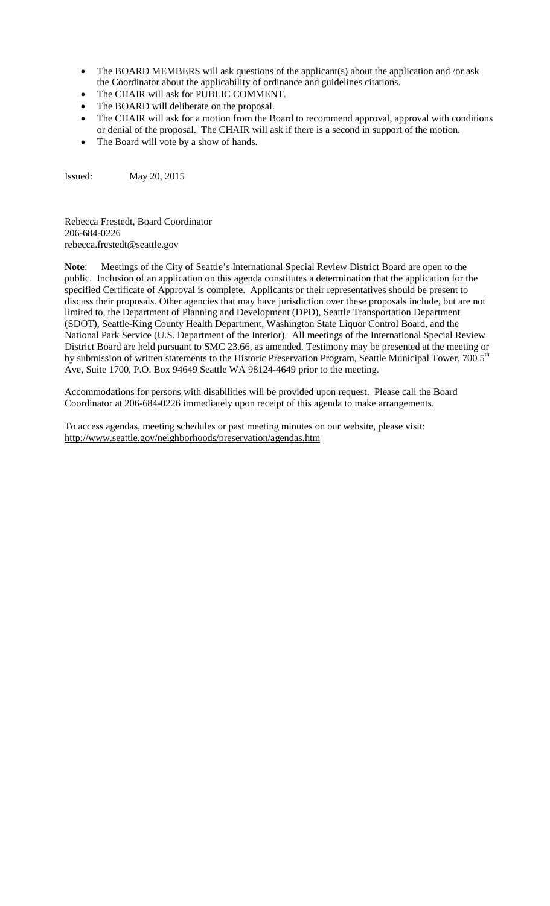- The BOARD MEMBERS will ask questions of the applicant(s) about the application and /or ask the Coordinator about the applicability of ordinance and guidelines citations.
- The CHAIR will ask for PUBLIC COMMENT.
- The BOARD will deliberate on the proposal.
- The CHAIR will ask for a motion from the Board to recommend approval, approval with conditions or denial of the proposal. The CHAIR will ask if there is a second in support of the motion.
- The Board will vote by a show of hands.

Issued: May 20, 2015

Rebecca Frestedt, Board Coordinator
206-684-0226
rebecca.frestedt@seattle.gov

**Note**: Meetings of the City of Seattle's International Special Review District Board are open to the public. Inclusion of an application on this agenda constitutes a determination that the application for the specified Certificate of Approval is complete. Applicants or their representatives should be present to discuss their proposals. Other agencies that may have jurisdiction over these proposals include, but are not limited to, the Department of Planning and Development (DPD), Seattle Transportation Department (SDOT), Seattle-King County Health Department, Washington State Liquor Control Board, and the National Park Service (U.S. Department of the Interior). All meetings of the International Special Review District Board are held pursuant to SMC 23.66, as amended. Testimony may be presented at the meeting or by submission of written statements to the Historic Preservation Program, Seattle Municipal Tower, 700 5th Ave, Suite 1700, P.O. Box 94649 Seattle WA 98124-4649 prior to the meeting.

Accommodations for persons with disabilities will be provided upon request. Please call the Board Coordinator at 206-684-0226 immediately upon receipt of this agenda to make arrangements.

To access agendas, meeting schedules or past meeting minutes on our website, please visit:
http://www.seattle.gov/neighborhoods/preservation/agendas.htm